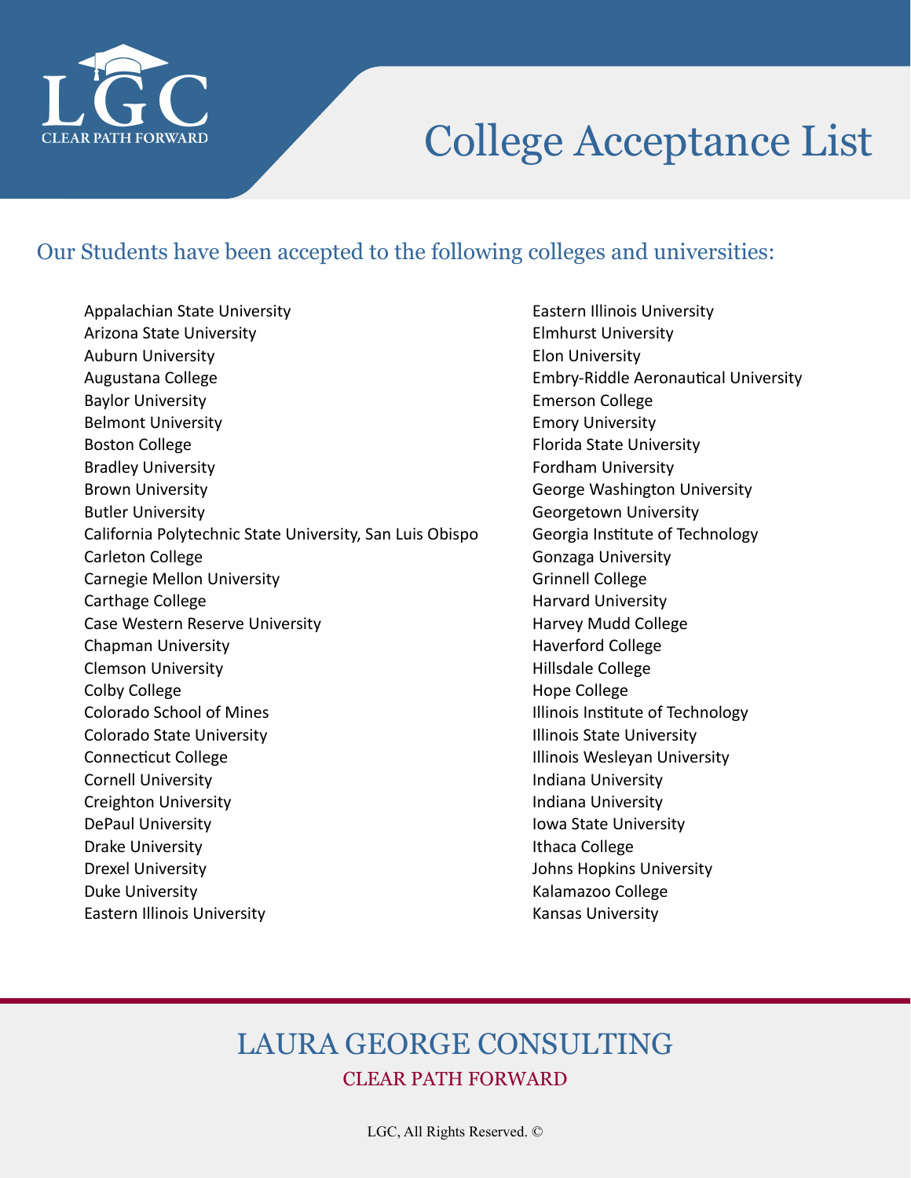# College Acceptance List

## Our Students have been accepted to the following colleges and universities:

- Appalachian State University
- Arizona State University
- Auburn University
- Augustana College
- Baylor University
- Belmont University
- Boston College
- Bradley University
- Brown University
- Butler University
- California Polytechnic State University, San Luis Obispo
- Carleton College
- Carnegie Mellon University
- Carthage College
- Case Western Reserve University
- Chapman University
- Clemson University
- Colby College
- Colorado School of Mines
- Colorado State University
- Connecticut College
- Cornell University
- Creighton University
- DePaul University
- Drake University
- Drexel University
- Duke University
- Eastern Illinois University
- Eastern Illinois University
- Elmhurst University
- Elon University
- Embry-Riddle Aeronautical University
- Emerson College
- Emory University
- Florida State University
- Fordham University
- George Washington University
- Georgetown University
- Georgia Institute of Technology
- Gonzaga University
- Grinnell College
- Harvard University
- Harvey Mudd College
- Haverford College
- Hillsdale College
- Hope College
- Illinois Institute of Technology
- Illinois State University
- Illinois Wesleyan University
- Indiana University
- Indiana University
- Iowa State University
- Ithaca College
- Johns Hopkins University
- Kalamazoo College
- Kansas University

LAURA GEORGE CONSULTING

CLEAR PATH FORWARD

LGC, All Rights Reserved. ©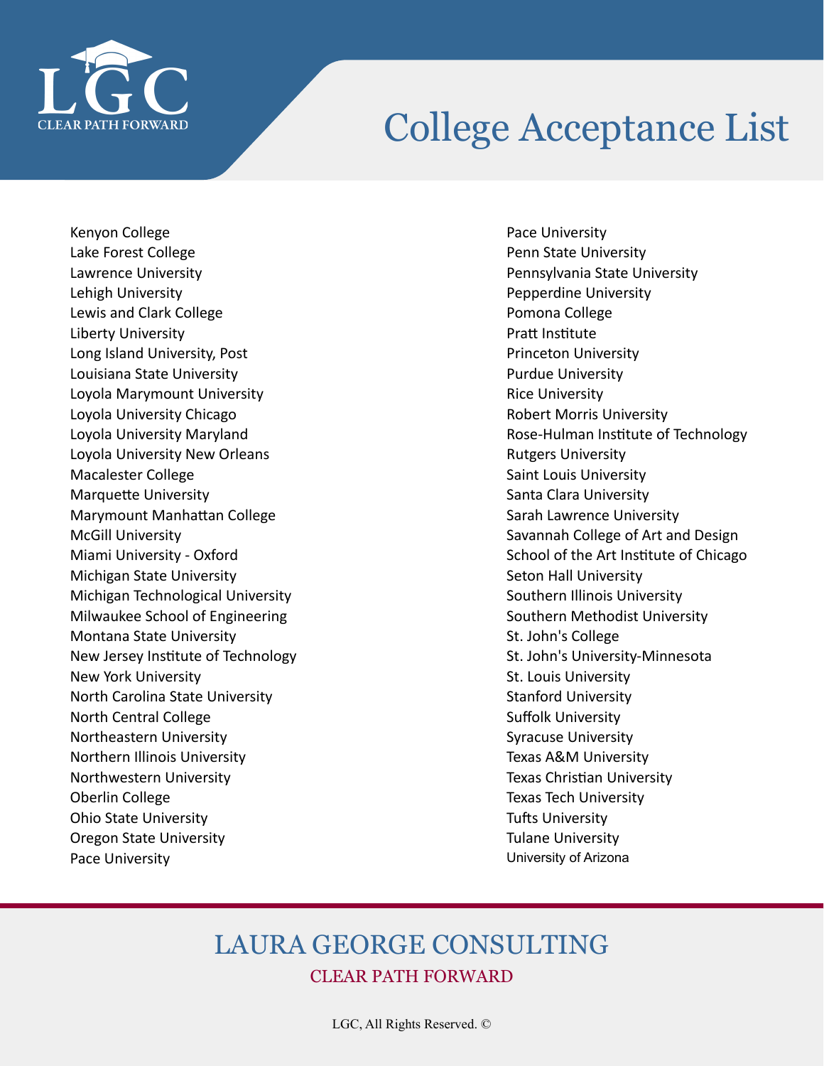# College Acceptance List

- Kenyon College
- Lake Forest College
- Lawrence University
- Lehigh University
- Lewis and Clark College
- Liberty University
- Long Island University, Post
- Louisiana State University
- Loyola Marymount University
- Loyola University Chicago
- Loyola University Maryland
- Loyola University New Orleans
- Macalester College
- Marquette University
- Marymount Manhattan College
- McGill University
- Miami University - Oxford
- Michigan State University
- Michigan Technological University
- Milwaukee School of Engineering
- Montana State University
- New Jersey Institute of Technology
- New York University
- North Carolina State University
- North Central College
- Northeastern University
- Northern Illinois University
- Northwestern University
- Oberlin College
- Ohio State University
- Oregon State University
- Pace University
- Pace University
- Penn State University
- Pennsylvania State University
- Pepperdine University
- Pomona College
- Pratt Institute
- Princeton University
- Purdue University
- Rice University
- Robert Morris University
- Rose-Hulman Institute of Technology
- Rutgers University
- Saint Louis University
- Santa Clara University
- Sarah Lawrence University
- Savannah College of Art and Design
- School of the Art Institute of Chicago
- Seton Hall University
- Southern Illinois University
- Southern Methodist University
- St. John's College
- St. John's University-Minnesota
- St. Louis University
- Stanford University
- Suffolk University
- Syracuse University
- Texas A&M University
- Texas Christian University
- Texas Tech University
- Tufts University
- Tulane University
- University of Arizona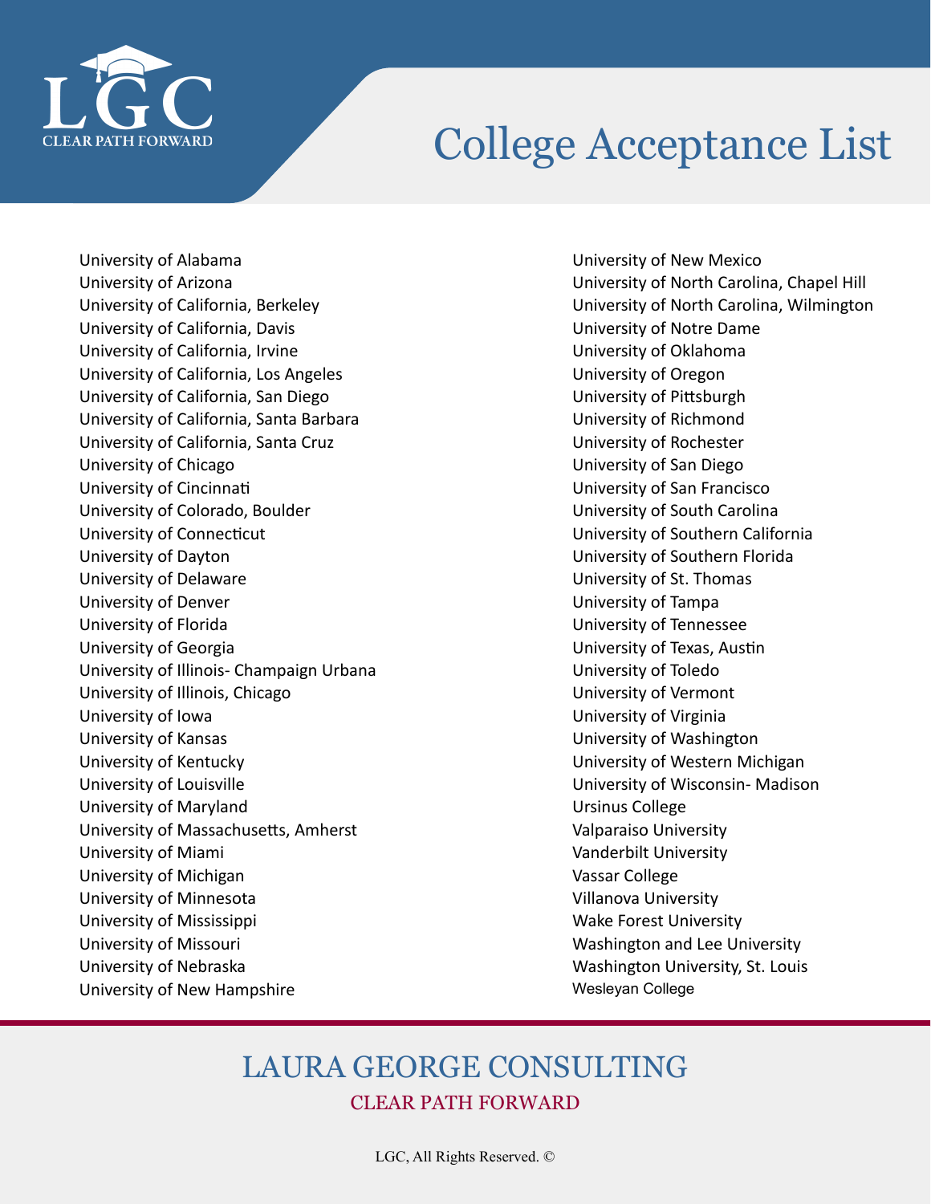# College Acceptance List

- University of Alabama
- University of Arizona
- University of California, Berkeley
- University of California, Davis
- University of California, Irvine
- University of California, Los Angeles
- University of California, San Diego
- University of California, Santa Barbara
- University of California, Santa Cruz
- University of Chicago
- University of Cincinnati
- University of Colorado, Boulder
- University of Connecticut
- University of Dayton
- University of Delaware
- University of Denver
- University of Florida
- University of Georgia
- University of Illinois- Champaign Urbana
- University of Illinois, Chicago
- University of Iowa
- University of Kansas
- University of Kentucky
- University of Louisville
- University of Maryland
- University of Massachusetts, Amherst
- University of Miami
- University of Michigan
- University of Minnesota
- University of Mississippi
- University of Missouri
- University of Nebraska
- University of New Hampshire
- University of New Mexico
- University of North Carolina, Chapel Hill
- University of North Carolina, Wilmington
- University of Notre Dame
- University of Oklahoma
- University of Oregon
- University of Pittsburgh
- University of Richmond
- University of Rochester
- University of San Diego
- University of San Francisco
- University of South Carolina
- University of Southern California
- University of Southern Florida
- University of St. Thomas
- University of Tampa
- University of Tennessee
- University of Texas, Austin
- University of Toledo
- University of Vermont
- University of Virginia
- University of Washington
- University of Western Michigan
- University of Wisconsin- Madison
- Ursinus College
- Valparaiso University
- Vanderbilt University
- Vassar College
- Villanova University
- Wake Forest University
- Washington and Lee University
- Washington University, St. Louis
- Wesleyan College

## LAURA GEORGE CONSULTING

CLEAR PATH FORWARD

LGC, All Rights Reserved. ©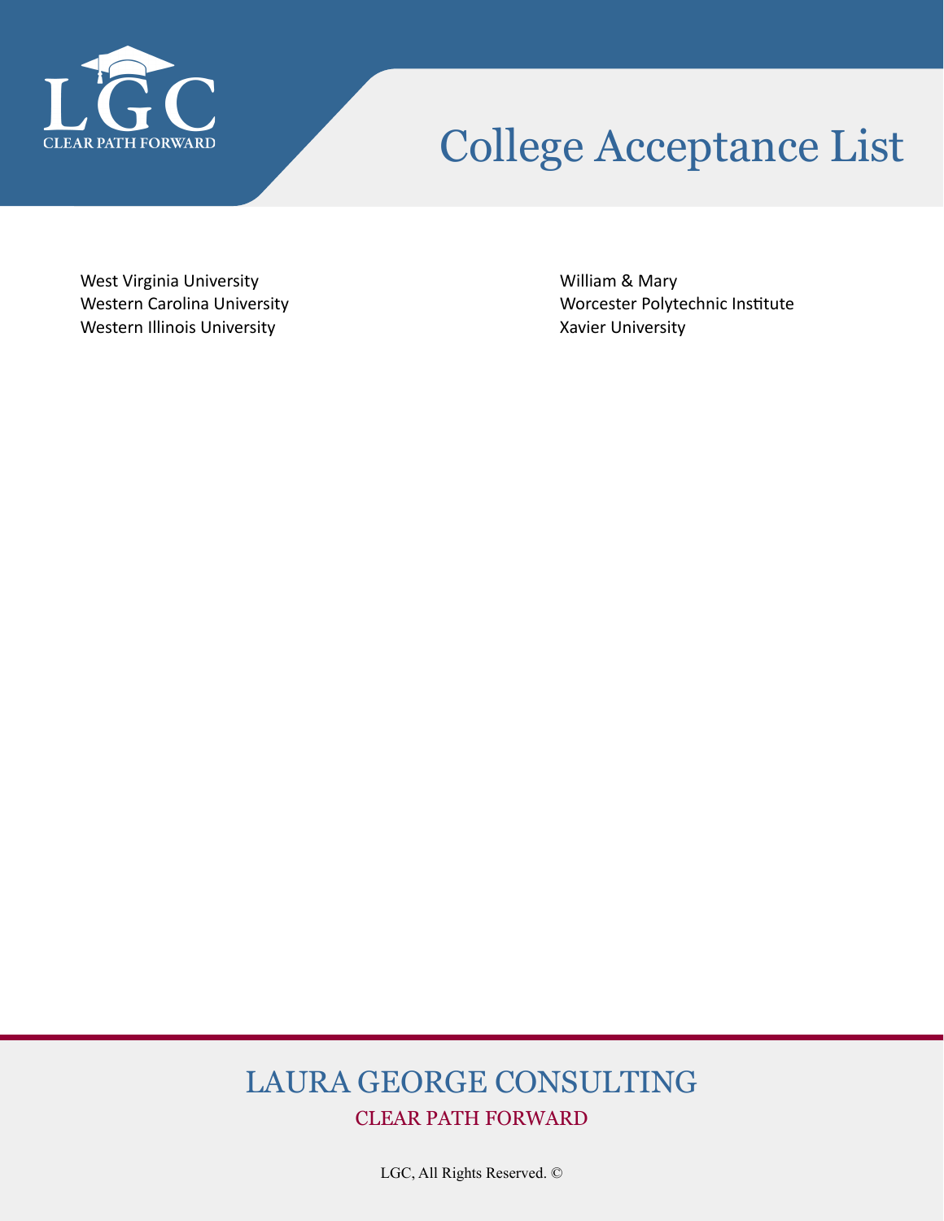# College Acceptance List

West Virginia University
Western Carolina University
Western Illinois University

William & Mary
Worcester Polytechnic Institute
Xavier University

LAURA GEORGE CONSULTING

CLEAR PATH FORWARD

LGC, All Rights Reserved. ©